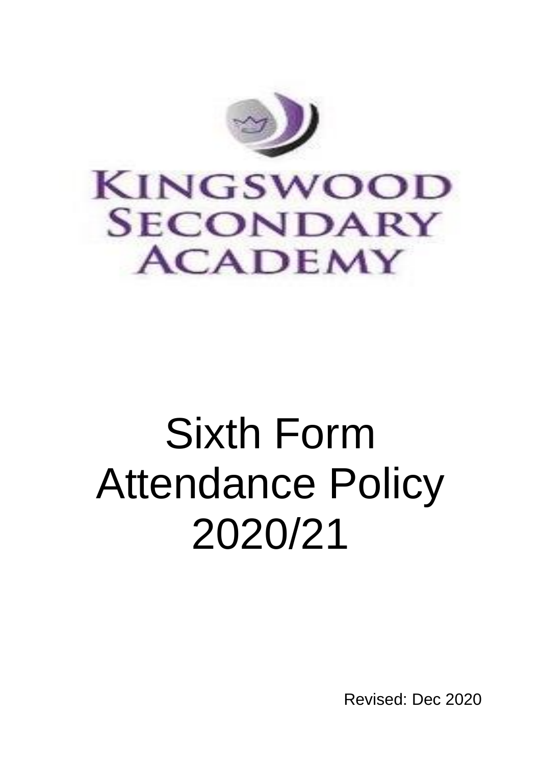KINGSWOOD SECONDARY ACADEMY

# Sixth Form Attendance Policy 2020/21

Revised: Dec 2020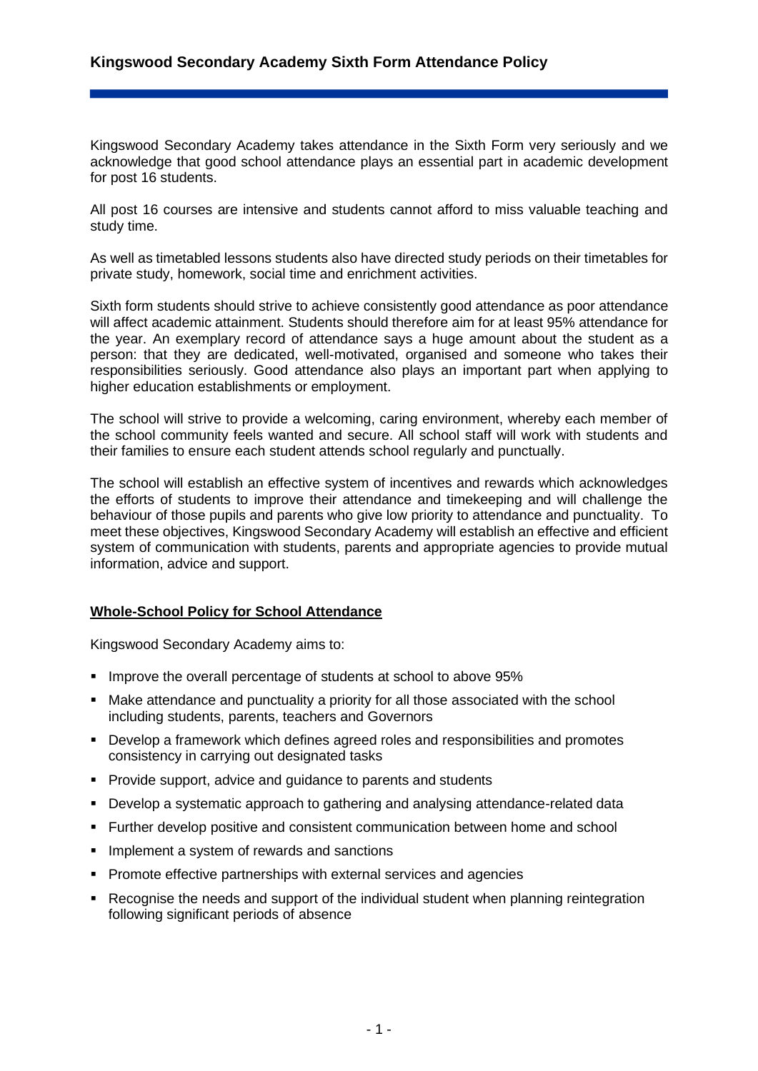# Kingswood Secondary Academy Sixth Form Attendance Policy

Kingswood Secondary Academy takes attendance in the Sixth Form very seriously and we acknowledge that good school attendance plays an essential part in academic development for post 16 students.

All post 16 courses are intensive and students cannot afford to miss valuable teaching and study time.

As well as timetabled lessons students also have directed study periods on their timetables for private study, homework, social time and enrichment activities.

Sixth form students should strive to achieve consistently good attendance as poor attendance will affect academic attainment. Students should therefore aim for at least 95% attendance for the year. An exemplary record of attendance says a huge amount about the student as a person: that they are dedicated, well-motivated, organised and someone who takes their responsibilities seriously. Good attendance also plays an important part when applying to higher education establishments or employment.

The school will strive to provide a welcoming, caring environment, whereby each member of the school community feels wanted and secure. All school staff will work with students and their families to ensure each student attends school regularly and punctually.

The school will establish an effective system of incentives and rewards which acknowledges the efforts of students to improve their attendance and timekeeping and will challenge the behaviour of those pupils and parents who give low priority to attendance and punctuality. To meet these objectives, Kingswood Secondary Academy will establish an effective and efficient system of communication with students, parents and appropriate agencies to provide mutual information, advice and support.

## Whole-School Policy for School Attendance

Kingswood Secondary Academy aims to:

- Improve the overall percentage of students at school to above 95%
- Make attendance and punctuality a priority for all those associated with the school including students, parents, teachers and Governors
- Develop a framework which defines agreed roles and responsibilities and promotes consistency in carrying out designated tasks
- Provide support, advice and guidance to parents and students
- Develop a systematic approach to gathering and analysing attendance-related data
- Further develop positive and consistent communication between home and school
- Implement a system of rewards and sanctions
- Promote effective partnerships with external services and agencies
- Recognise the needs and support of the individual student when planning reintegration following significant periods of absence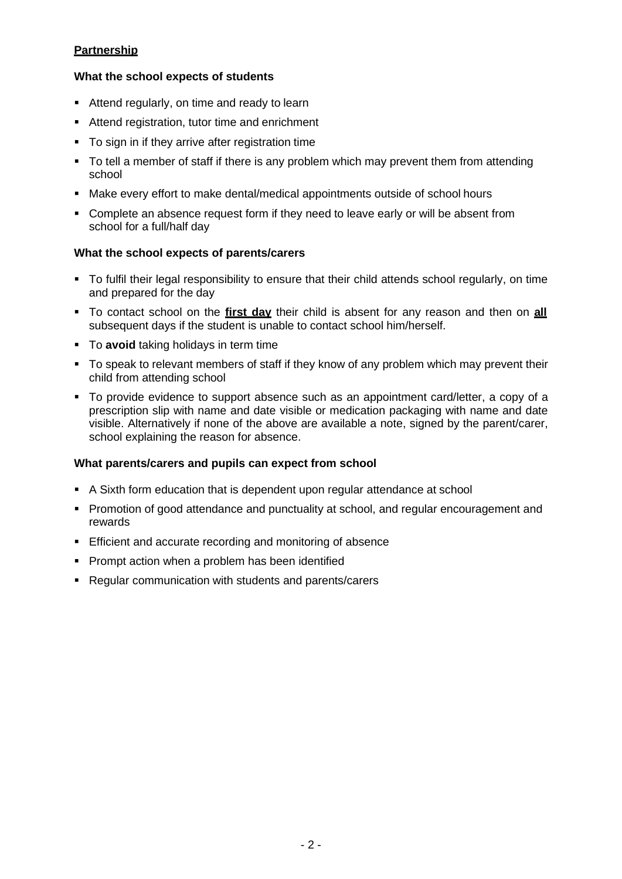**Partnership**

**What the school expects of students**

- Attend regularly, on time and ready to learn
- Attend registration, tutor time and enrichment
- To sign in if they arrive after registration time
- To tell a member of staff if there is any problem which may prevent them from attending school
- Make every effort to make dental/medical appointments outside of school hours
- Complete an absence request form if they need to leave early or will be absent from school for a full/half day

**What the school expects of parents/carers**

- To fulfil their legal responsibility to ensure that their child attends school regularly, on time and prepared for the day
- To contact school on the **first day** their child is absent for any reason and then on **all** subsequent days if the student is unable to contact school him/herself.
- To **avoid** taking holidays in term time
- To speak to relevant members of staff if they know of any problem which may prevent their child from attending school
- To provide evidence to support absence such as an appointment card/letter, a copy of a prescription slip with name and date visible or medication packaging with name and date visible. Alternatively if none of the above are available a note, signed by the parent/carer, school explaining the reason for absence.

**What parents/carers and pupils can expect from school**

- A Sixth form education that is dependent upon regular attendance at school
- Promotion of good attendance and punctuality at school, and regular encouragement and rewards
- Efficient and accurate recording and monitoring of absence
- Prompt action when a problem has been identified
- Regular communication with students and parents/carers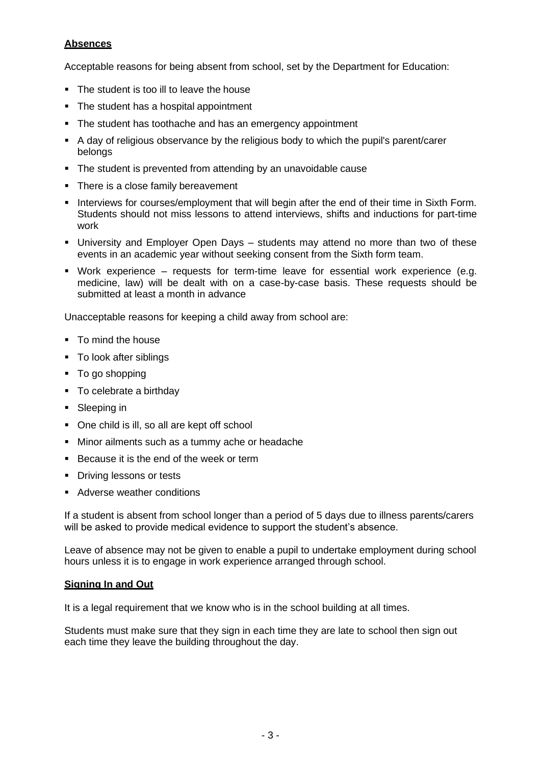## Absences

Acceptable reasons for being absent from school, set by the Department for Education:

- The student is too ill to leave the house
- The student has a hospital appointment
- The student has toothache and has an emergency appointment
- A day of religious observance by the religious body to which the pupil's parent/carer belongs
- The student is prevented from attending by an unavoidable cause
- There is a close family bereavement
- Interviews for courses/employment that will begin after the end of their time in Sixth Form. Students should not miss lessons to attend interviews, shifts and inductions for part-time work
- University and Employer Open Days – students may attend no more than two of these events in an academic year without seeking consent from the Sixth form team.
- Work experience – requests for term-time leave for essential work experience (e.g. medicine, law) will be dealt with on a case-by-case basis. These requests should be submitted at least a month in advance

Unacceptable reasons for keeping a child away from school are:

- To mind the house
- To look after siblings
- To go shopping
- To celebrate a birthday
- Sleeping in
- One child is ill, so all are kept off school
- Minor ailments such as a tummy ache or headache
- Because it is the end of the week or term
- Driving lessons or tests
- Adverse weather conditions

If a student is absent from school longer than a period of 5 days due to illness parents/carers will be asked to provide medical evidence to support the student's absence.

Leave of absence may not be given to enable a pupil to undertake employment during school hours unless it is to engage in work experience arranged through school.

## Signing In and Out

It is a legal requirement that we know who is in the school building at all times.

Students must make sure that they sign in each time they are late to school then sign out each time they leave the building throughout the day.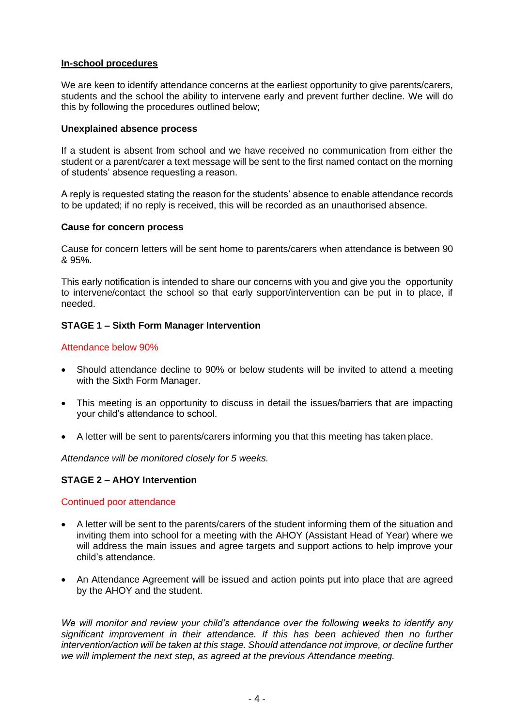## In-school procedures

We are keen to identify attendance concerns at the earliest opportunity to give parents/carers, students and the school the ability to intervene early and prevent further decline. We will do this by following the procedures outlined below;

**Unexplained absence process**

If a student is absent from school and we have received no communication from either the student or a parent/carer a text message will be sent to the first named contact on the morning of students' absence requesting a reason.

A reply is requested stating the reason for the students' absence to enable attendance records to be updated; if no reply is received, this will be recorded as an unauthorised absence.

**Cause for concern process**

Cause for concern letters will be sent home to parents/carers when attendance is between 90 & 95%.

This early notification is intended to share our concerns with you and give you the opportunity to intervene/contact the school so that early support/intervention can be put in to place, if needed.

**STAGE 1 – Sixth Form Manager Intervention**

Attendance below 90%

- Should attendance decline to 90% or below students will be invited to attend a meeting with the Sixth Form Manager.
- This meeting is an opportunity to discuss in detail the issues/barriers that are impacting your child's attendance to school.
- A letter will be sent to parents/carers informing you that this meeting has taken place.

*Attendance will be monitored closely for 5 weeks.*

**STAGE 2 – AHOY Intervention**

Continued poor attendance

- A letter will be sent to the parents/carers of the student informing them of the situation and inviting them into school for a meeting with the AHOY (Assistant Head of Year) where we will address the main issues and agree targets and support actions to help improve your child's attendance.
- An Attendance Agreement will be issued and action points put into place that are agreed by the AHOY and the student.

*We will monitor and review your child's attendance over the following weeks to identify any significant improvement in their attendance. If this has been achieved then no further intervention/action will be taken at this stage. Should attendance not improve, or decline further we will implement the next step, as agreed at the previous Attendance meeting.*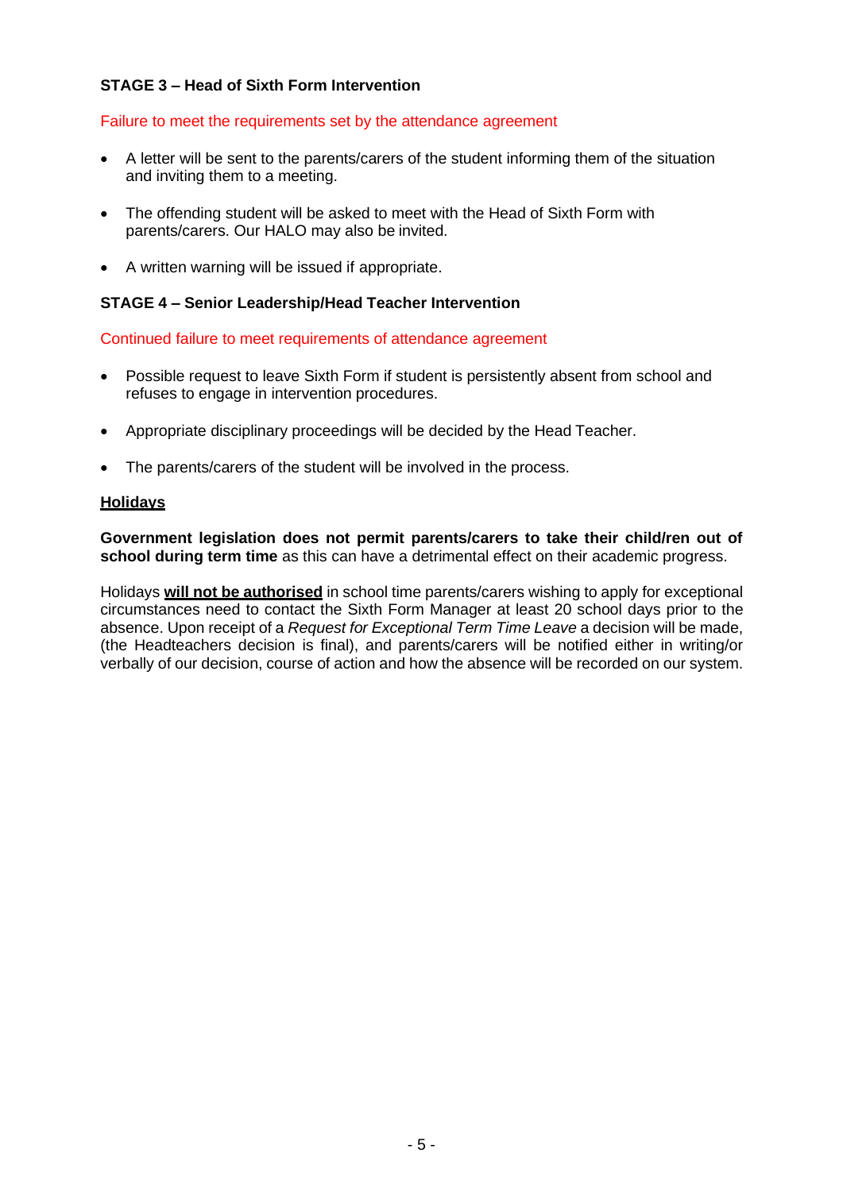### STAGE 3 – Head of Sixth Form Intervention

Failure to meet the requirements set by the attendance agreement

- A letter will be sent to the parents/carers of the student informing them of the situation and inviting them to a meeting.
- The offending student will be asked to meet with the Head of Sixth Form with parents/carers. Our HALO may also be invited.
- A written warning will be issued if appropriate.

### STAGE 4 – Senior Leadership/Head Teacher Intervention

Continued failure to meet requirements of attendance agreement

- Possible request to leave Sixth Form if student is persistently absent from school and refuses to engage in intervention procedures.
- Appropriate disciplinary proceedings will be decided by the Head Teacher.
- The parents/carers of the student will be involved in the process.

### Holidays

**Government legislation does not permit parents/carers to take their child/ren out of school during term time** as this can have a detrimental effect on their academic progress.

Holidays **will not be authorised** in school time parents/carers wishing to apply for exceptional circumstances need to contact the Sixth Form Manager at least 20 school days prior to the absence. Upon receipt of a *Request for Exceptional Term Time Leave* a decision will be made, (the Headteachers decision is final), and parents/carers will be notified either in writing/or verbally of our decision, course of action and how the absence will be recorded on our system.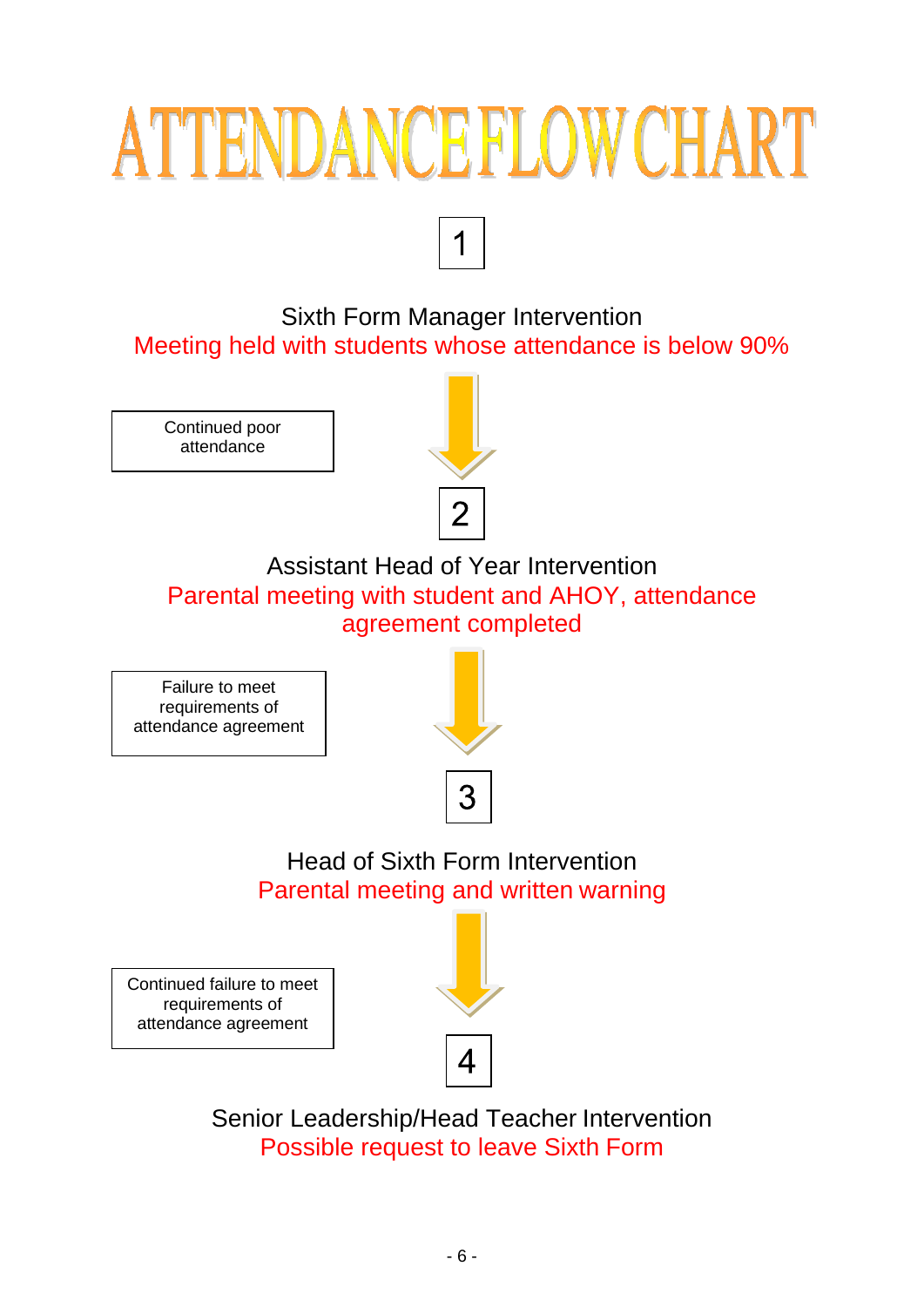# ATTENDANCE FLOW CHART

1

Sixth Form Manager Intervention

Meeting held with students whose attendance is below 90%

Continued poor attendance

2

Assistant Head of Year Intervention

Parental meeting with student and AHOY, attendance agreement completed

Failure to meet requirements of attendance agreement

3

Head of Sixth Form Intervention

Parental meeting and written warning

Continued failure to meet requirements of attendance agreement

4

Senior Leadership/Head Teacher Intervention

Possible request to leave Sixth Form